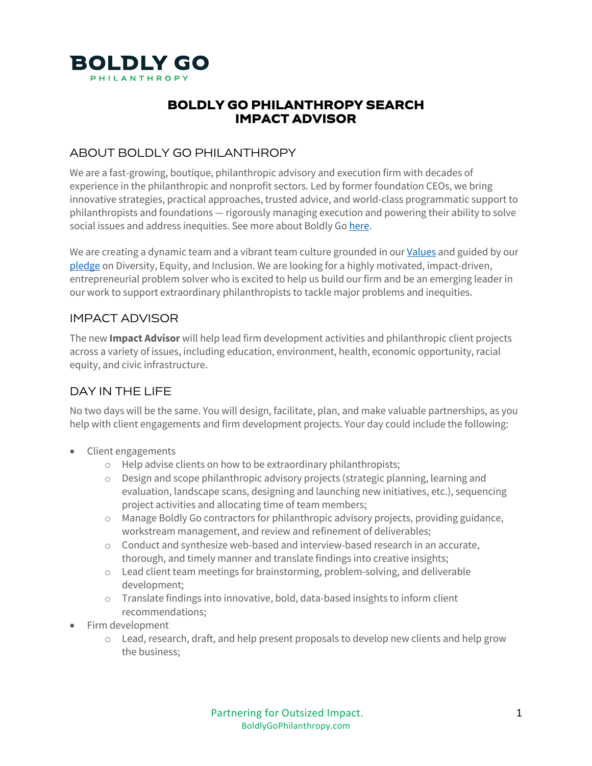**BOLDLY GO**
PHILANTHROPY

# BOLDLY GO PHILANTHROPY SEARCH IMPACT ADVISOR

## ABOUT BOLDLY GO PHILANTHROPY

We are a fast-growing, boutique, philanthropic advisory and execution firm with decades of experience in the philanthropic and nonprofit sectors. Led by former foundation CEOs, we bring innovative strategies, practical approaches, trusted advice, and world-class programmatic support to philanthropists and foundations — rigorously managing execution and powering their ability to solve social issues and address inequities. See more about Boldly Go here.

We are creating a dynamic team and a vibrant team culture grounded in our Values and guided by our pledge on Diversity, Equity, and Inclusion. We are looking for a highly motivated, impact-driven, entrepreneurial problem solver who is excited to help us build our firm and be an emerging leader in our work to support extraordinary philanthropists to tackle major problems and inequities.

## IMPACT ADVISOR

The new **Impact Advisor** will help lead firm development activities and philanthropic client projects across a variety of issues, including education, environment, health, economic opportunity, racial equity, and civic infrastructure.

## DAY IN THE LIFE

No two days will be the same. You will design, facilitate, plan, and make valuable partnerships, as you help with client engagements and firm development projects. Your day could include the following:

- Client engagements
  - Help advise clients on how to be extraordinary philanthropists;
  - Design and scope philanthropic advisory projects (strategic planning, learning and evaluation, landscape scans, designing and launching new initiatives, etc.), sequencing project activities and allocating time of team members;
  - Manage Boldly Go contractors for philanthropic advisory projects, providing guidance, workstream management, and review and refinement of deliverables;
  - Conduct and synthesize web-based and interview-based research in an accurate, thorough, and timely manner and translate findings into creative insights;
  - Lead client team meetings for brainstorming, problem-solving, and deliverable development;
  - Translate findings into innovative, bold, data-based insights to inform client recommendations;
- Firm development
  - Lead, research, draft, and help present proposals to develop new clients and help grow the business;

Partnering for Outsized Impact.
BoldlyGoPhilanthropy.com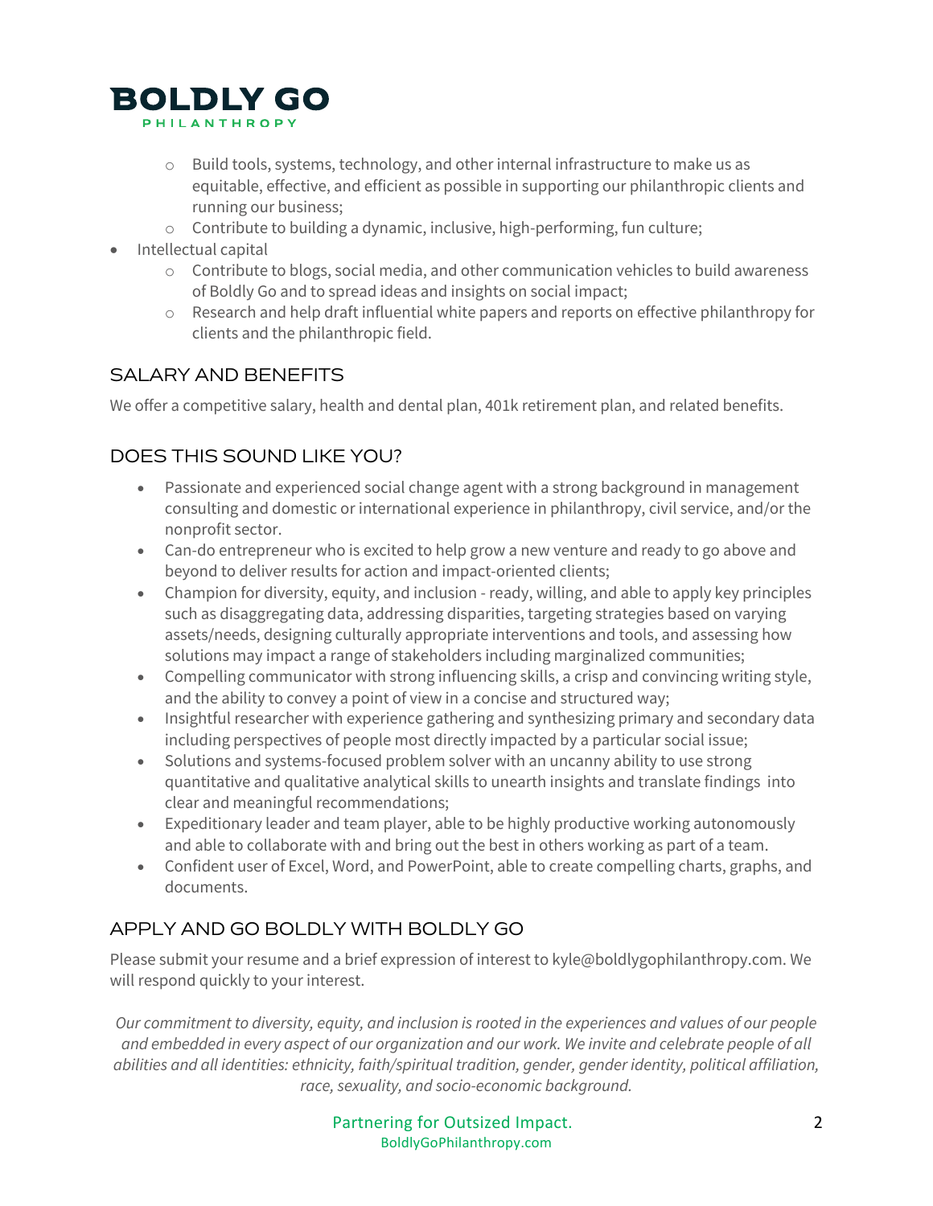- Build tools, systems, technology, and other internal infrastructure to make us as equitable, effective, and efficient as possible in supporting our philanthropic clients and running our business;
    - Contribute to building a dynamic, inclusive, high-performing, fun culture;
- Intellectual capital
    - Contribute to blogs, social media, and other communication vehicles to build awareness of Boldly Go and to spread ideas and insights on social impact;
    - Research and help draft influential white papers and reports on effective philanthropy for clients and the philanthropic field.

## SALARY AND BENEFITS

We offer a competitive salary, health and dental plan, 401k retirement plan, and related benefits.

## DOES THIS SOUND LIKE YOU?

- Passionate and experienced social change agent with a strong background in management consulting and domestic or international experience in philanthropy, civil service, and/or the nonprofit sector.
- Can-do entrepreneur who is excited to help grow a new venture and ready to go above and beyond to deliver results for action and impact-oriented clients;
- Champion for diversity, equity, and inclusion - ready, willing, and able to apply key principles such as disaggregating data, addressing disparities, targeting strategies based on varying assets/needs, designing culturally appropriate interventions and tools, and assessing how solutions may impact a range of stakeholders including marginalized communities;
- Compelling communicator with strong influencing skills, a crisp and convincing writing style, and the ability to convey a point of view in a concise and structured way;
- Insightful researcher with experience gathering and synthesizing primary and secondary data including perspectives of people most directly impacted by a particular social issue;
- Solutions and systems-focused problem solver with an uncanny ability to use strong quantitative and qualitative analytical skills to unearth insights and translate findings into clear and meaningful recommendations;
- Expeditionary leader and team player, able to be highly productive working autonomously and able to collaborate with and bring out the best in others working as part of a team.
- Confident user of Excel, Word, and PowerPoint, able to create compelling charts, graphs, and documents.

## APPLY AND GO BOLDLY WITH BOLDLY GO

Please submit your resume and a brief expression of interest to kyle@boldlygophilanthropy.com. We will respond quickly to your interest.

*Our commitment to diversity, equity, and inclusion is rooted in the experiences and values of our people and embedded in every aspect of our organization and our work. We invite and celebrate people of all abilities and all identities: ethnicity, faith/spiritual tradition, gender, gender identity, political affiliation, race, sexuality, and socio-economic background.*